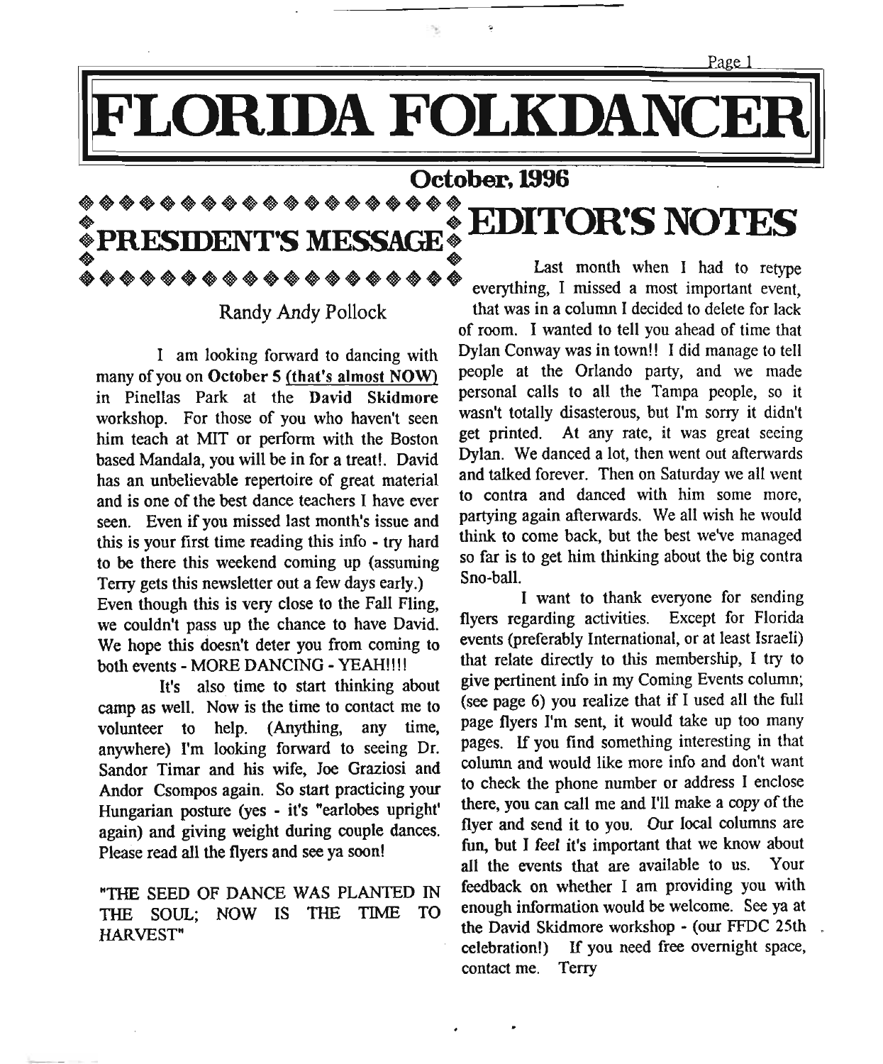# FLORIDA FOLKDANCER

**October, 1996**

## PRESIDENT'S MESSAGE

Randy Andy Pollock

I am looking forward to dancing with many of you on **October 5** (that's almost NOW) in Pinellas Park at the **David Skidmore** workshop. For those of you who haven't seen him teach at MIT or perform with the Boston based Mandala, you will be in for a treat!. David has an unbelievable repertoire of great material and is one of the best dance teachers I have ever seen. Even if you missed last month's issue and this is your first time reading this info - try hard to be there this weekend coming up (assuming Terry gets this newsletter out a few days early.) Even though this is very close to the Fall Fling, we couldn't pass up the chance to have David. We hope this doesn't deter you from coming to both events - MORE DANCING - YEAH!!!!

It's also time to start thinking about camp as well. Now is the time to contact me to volunteer to help. (Anything, any time, anywhere) I'm looking forward to seeing Dr. Sandor Timar and his wife, Joe Graziosi and Andor Csompos again. So start practicing your Hungarian posture (yes - it's "earlobes upright' again) and giving weight during couple dances. Please read all the flyers and see ya soon!

"THE SEED OF DANCE WAS PLANTED IN THE SOUL; NOW IS THE TIME TO HARVEST"

## EDITOR'S NOTES

Last month when I had to retype everything, I missed a most important event, that was in a column I decided to delete for lack of room. I wanted to tell you ahead of time that Dylan Conway was in town!! I did manage to tell people at the Orlando party, and we made personal calls to all the Tampa people, so it wasn't totally disasterous, but I'm sorry it didn't get printed. At any rate, it was great seeing Dylan. We danced a lot, then went out afterwards and talked forever. Then on Saturday we all went to contra and danced with him some more, partying again afterwards. We all wish he would think to come back, but the best we've managed so far is to get him thinking about the big contra Sno-ball.

I want to thank everyone for sending flyers regarding activities. Except for Florida events (preferably International, or at least Israeli) that relate directly to this membership, I try to give pertinent info in my Coming Events column; (see page 6) you realize that if I used all the full page flyers I'm sent, it would take up too many pages. If you find something interesting in that column and would like more info and don't want to check the phone number or address I enclose there, you can call me and I'll make a copy of the flyer and send it to you. Our local columns are fun, but I feel it's important that we know about all the events that are available to us. Your feedback on whether I am providing you with enough information would be welcome. See ya at the David Skidmore workshop - (our FFDC 25th celebration!) If you need free overnight space, contact me. Terry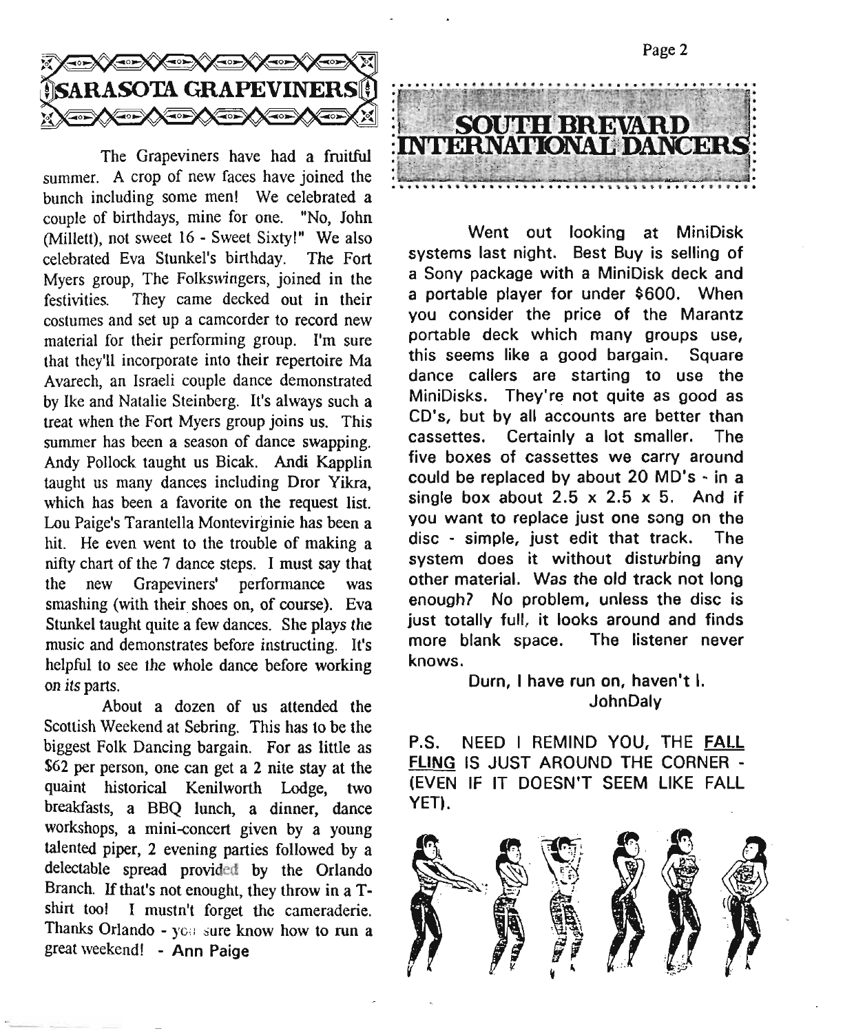## SARASOTA GRAPEVINERS

The Grapeviners have had a fruitful summer. A crop of new faces have joined the bunch including some men! We celebrated a couple of birthdays, mine for one. "No, John (Millett), not sweet 16 - Sweet Sixty!" We also celebrated Eva Stunkel's birthday. The Fort Myers group, The Folkswingers, joined in the festivities. They came decked out in their costumes and set up a camcorder to record new material for their performing group. I'm sure that they'll incorporate into their repertoire Ma Avarech, an Israeli couple dance demonstrated by Ike and Natalie Steinberg. It's always such a treat when the Fort Myers group joins us. This summer has been a season of dance swapping. Andy Pollock taught us Bicak. Andi Kapplin taught us many dances including Dror Yikra, which has been a favorite on the request list. Lou Paige's Tarantella Montevirginie has been a hit. He even went to the trouble of making a nifty chart of the 7 dance steps. I must say that the new Grapeviners' performance was smashing (with their shoes on, of course). Eva Stunkel taught quite a few dances. She plays the music and demonstrates before instructing. It's helpful to see the whole dance before working on *its* parts.

About a dozen of us attended the Scottish Weekend at Sebring. This has to be the biggest Folk Dancing bargain. For as little as $62 per person, one can get a 2 nite stay at the quaint historical Kenilworth Lodge, two breakfasts, a BBQ lunch, a dinner, dance workshops, a mini-concert given by a young talented piper, 2 evening parties followed by a delectable spread provided by the Orlando Branch. If that's not enought, they throw in a T-shirt too! I mustn't forget the cameraderie. Thanks Orlando - you sure know how to run a great weekend! - Ann Paige

## SOUTH BREVARD INTERNATIONAL DANCERS

Went out looking at MiniDisk systems last night. Best Buy is selling of a Sony package with a MiniDisk deck and a portable player for under $600. When you consider the price of the Marantz portable deck which many groups use, this seems like a good bargain. Square dance callers are starting to use the MiniDisks. They're not quite as good as CD's, but by all accounts are better than cassettes. Certainly a lot smaller. The five boxes of cassettes we carry around could be replaced by about 20 MD's - in a single box about 2.5 x 2.5 x 5. And if you want to replace just one song on the disc - simple, just edit that track. The system does it without disturbing any other material. Was the old track not long enough? No problem, unless the disc is just totally full, it looks around and finds more blank space. The listener never knows.

Durn, I have run on, haven't I.
JohnDaly

P.S. NEED I REMIND YOU, THE FALL FLING IS JUST AROUND THE CORNER - (EVEN IF IT DOESN'T SEEM LIKE FALL YET).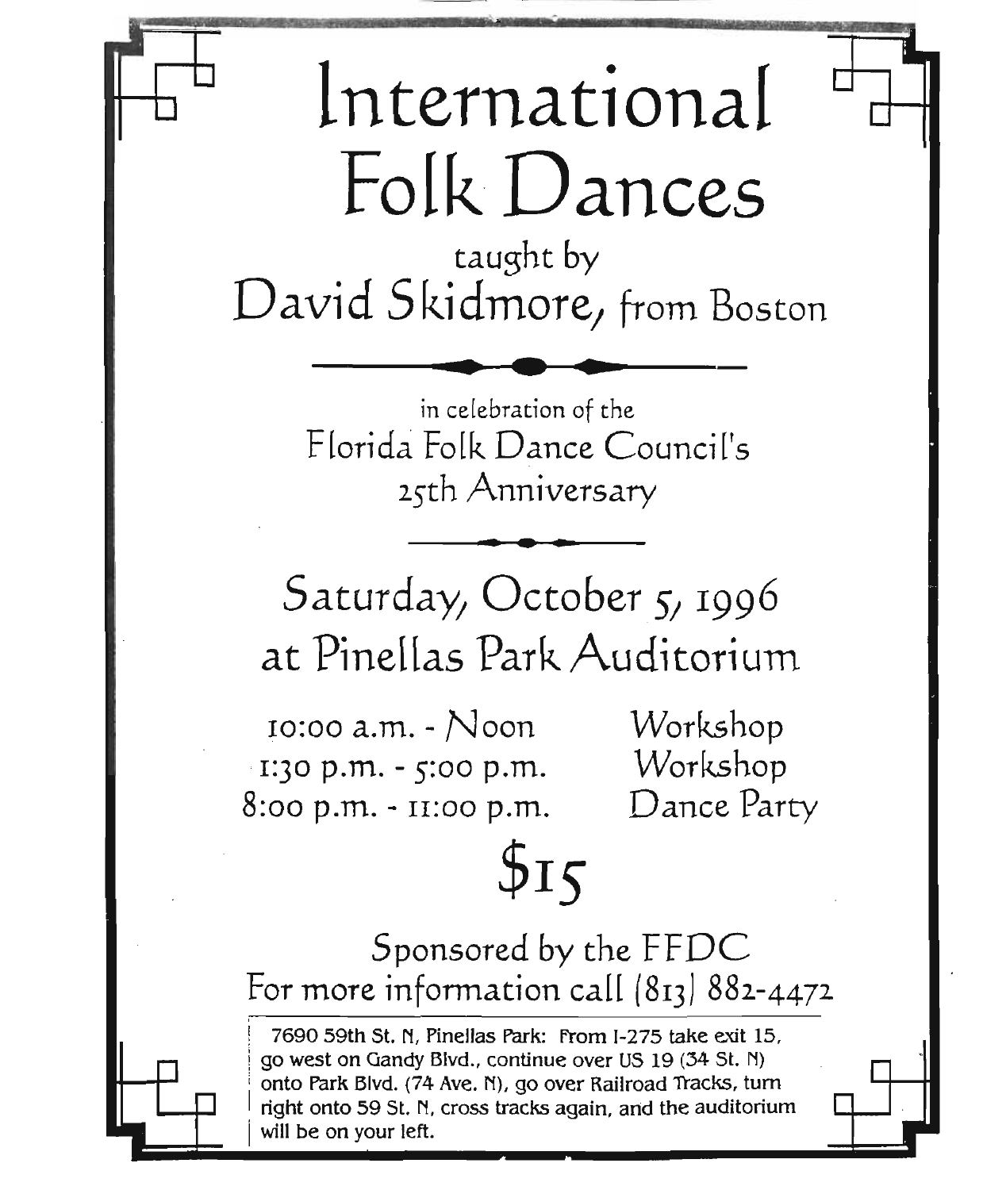# International Folk Dances

taught by

## David Skidmore, from Boston

in celebration of the

Florida Folk Dance Council's
25th Anniversary

## Saturday, October 5, 1996
## at Pinellas Park Auditorium

| | |
|---|---|
| 10:00 a.m. - Noon | Workshop |
| 1:30 p.m. - 5:00 p.m. | Workshop |
| 8:00 p.m. - 11:00 p.m. | Dance Party |

## $15

Sponsored by the FFDC
For more information call (813) 882-4472

7690 59th St. N, Pinellas Park: From I-275 take exit 15, go west on Gandy Blvd., continue over US 19 (34 St. N) onto Park Blvd. (74 Ave. N), go over Railroad Tracks, turn right onto 59 St. N, cross tracks again, and the auditorium will be on your left.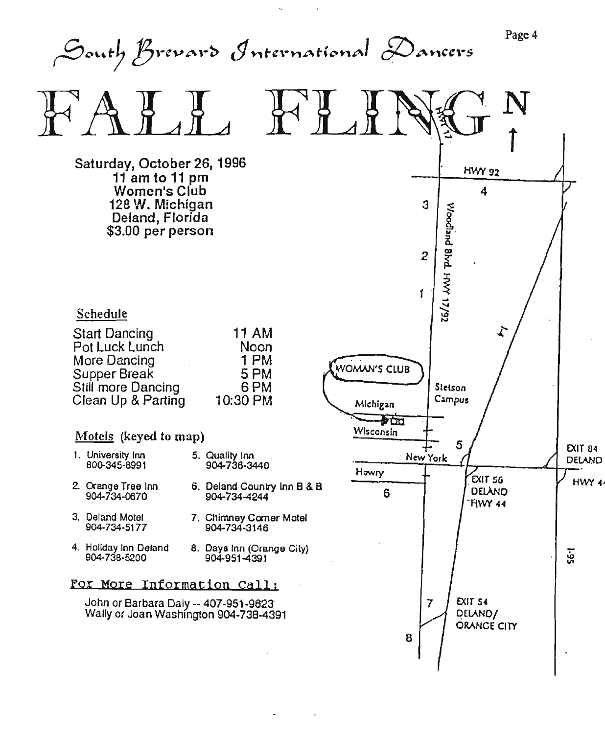South Brevard International Dancers

# FALL FLING

Saturday, October 26, 1996
11 am to 11 pm
Women's Club
128 W. Michigan
Deland, Florida
$3.00 per person

## Schedule

| | |
|---|---|
| Start Dancing | 11 AM |
| Pot Luck Lunch | Noon |
| More Dancing | 1 PM |
| Supper Break | 5 PM |
| Still more Dancing | 6 PM |
| Clean Up & Parting | 10:30 PM |

## Motels (keyed to map)

1. University Inn 800-345-8991
2. Orange Tree Inn 904-734-0670
3. Deland Motel 904-734-5177
4. Holiday Inn Deland 904-738-5200
5. Quality Inn 904-736-3440
6. Deland Country Inn B & B 904-734-4244
7. Chimney Corner Motel 904-734-3146
8. Days Inn (Orange City) 904-951-4391

## For More Information Call:

John or Barbara Daly -- 407-951-9623
Wally or Joan Washington 904-738-4391

N
HWY 17
HWY 92
Woodland Blvd. HWY 17/92
17
WOMAN'S CLUB
Stetson Campus
Michigan
Wisconsin
New York
Howry
EXIT 84 DELAND
HWY 44
EXIT 56 DELAND HWY 44
I-95
EXIT 54 DELAND/ ORANGE CITY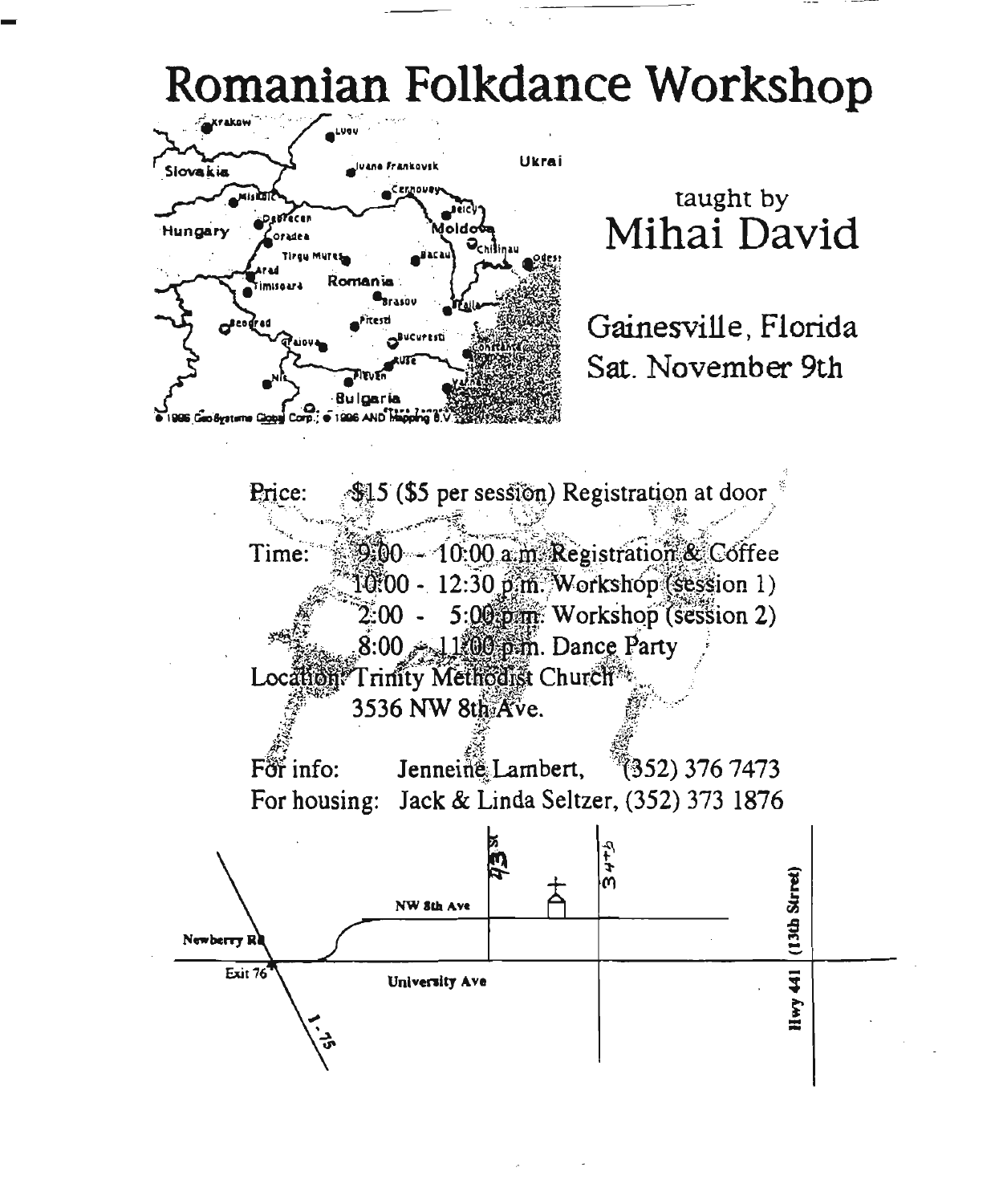# Romanian Folkdance Workshop

taught by
## Mihai David

Gainesville, Florida
Sat. November 9th

Price: $15 ($5 per session) Registration at door

Time: 9:00 - 10:00 a.m. Registration & Coffee
10:00 - 12:30 p.m. Workshop (session 1)
2:00 - 5:00 p.m. Workshop (session 2)
8:00 - 11:00 p.m. Dance Party

Location: Trinity Methodist Church
3536 NW 8th Ave.

For info: Jenneine Lambert, (352) 376 7473
For housing: Jack & Linda Seltzer, (352) 373 1876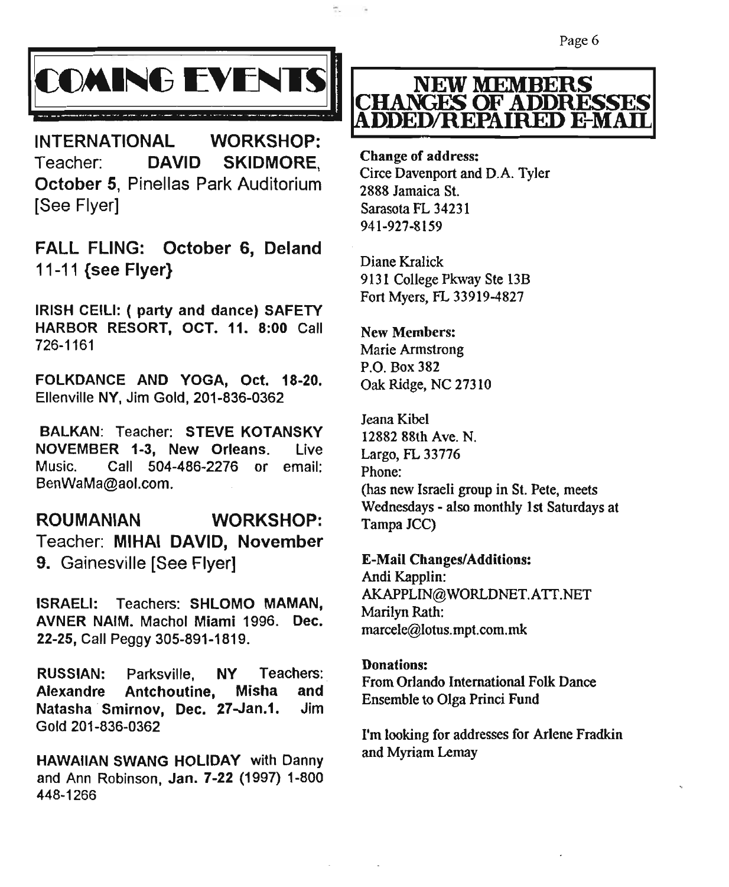# COMING EVENTS

**INTERNATIONAL WORKSHOP:** Teacher: **DAVID SKIDMORE**, **October 5**, Pinellas Park Auditorium [See Flyer]

**FALL FLING: October 6, Deland 11-11 {see Flyer}**

**IRISH CEILI: ( party and dance) SAFETY HARBOR RESORT, OCT. 11. 8:00** Call 726-1161

**FOLKDANCE AND YOGA, Oct. 18-20.** Ellenville NY, Jim Gold, 201-836-0362

**BALKAN**: Teacher: **STEVE KOTANSKY NOVEMBER 1-3, New Orleans.** Live Music. Call 504-486-2276 or email: BenWaMa@aol.com.

**ROUMANIAN WORKSHOP:** Teacher: **MIHAI DAVID, November 9.** Gainesville [See Flyer]

**ISRAELI:** Teachers: **SHLOMO MAMAN, AVNER NAIM.** Machol Miami 1996. **Dec. 22-25,** Call Peggy 305-891-1819.

**RUSSIAN:** Parksville, NY Teachers: **Alexandre Antchoutine, Misha and Natasha Smirnov, Dec. 27-Jan.1.** Jim Gold 201-836-0362

**HAWAIIAN SWANG HOLIDAY** with Danny and Ann Robinson, **Jan. 7-22** (1997) 1-800 448-1266

# NEW MEMBERS CHANGES OF ADDRESSES ADDED/REPAIRED E-MAIL

**Change of address:**
Circe Davenport and D.A. Tyler
2888 Jamaica St.
Sarasota FL 34231
941-927-8159

Diane Kralick
9131 College Pkway Ste 13B
Fort Myers, FL 33919-4827

**New Members:**
Marie Armstrong
P.O. Box 382
Oak Ridge, NC 27310

Jeana Kibel
12882 88th Ave. N.
Largo, FL 33776
Phone:
(has new Israeli group in St. Pete, meets Wednesdays - also monthly 1st Saturdays at Tampa JCC)

**E-Mail Changes/Additions:**
Andi Kapplin:
AKAPPLIN@WORLDNET.ATT.NET
Marilyn Rath:
marcele@lotus.mpt.com.mk

**Donations:**
From Orlando International Folk Dance Ensemble to Olga Princi Fund

I'm looking for addresses for Arlene Fradkin and Myriam Lemay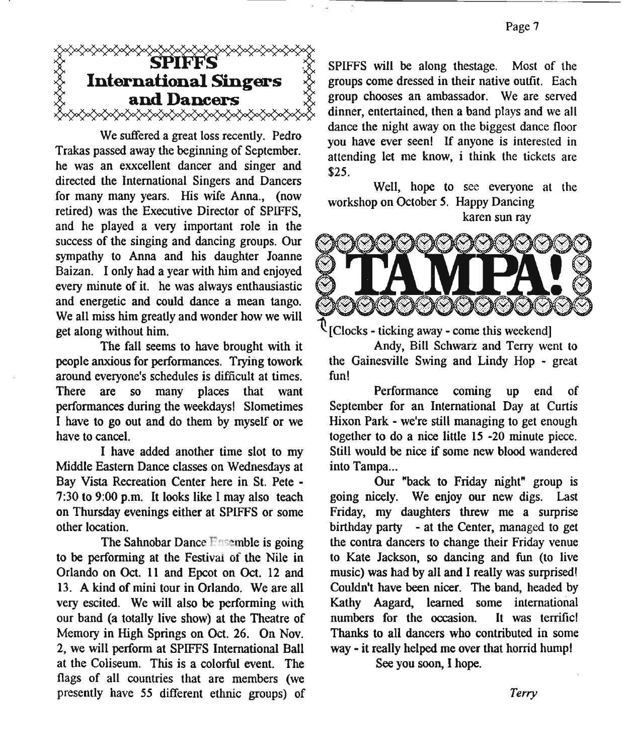## SPIFFS International Singers and Dancers

We suffered a great loss recently. Pedro Trakas passed away the beginning of September. he was an exxcellent dancer and singer and directed the International Singers and Dancers for many many years. His wife Anna., (now retired) was the Executive Director of SPIFFS, and he played a very important role in the success of the singing and dancing groups. Our sympathy to Anna and his daughter Joanne Baizan. I only had a year with him and enjoyed every minute of it. he was always enthausiastic and energetic and could dance a mean tango. We all miss him greatly and wonder how we will get along without him.

The fall seems to have brought with it people anxious for performances. Trying towork around everyone's schedules is difficult at times. There are so many places that want performances during the weekdays! Slometimes I have to go out and do them by myself or we have to cancel.

I have added another time slot to my Middle Eastern Dance classes on Wednesdays at Bay Vista Recreation Center here in St. Pete - 7:30 to 9:00 p.m. It looks like I may also teach on Thursday evenings either at SPIFFS or some other location.

The Sahnobar Dance Ensemble is going to be performing at the Festival of the Nile in Orlando on Oct. 11 and Epcot on Oct. 12 and 13. A kind of mini tour in Orlando. We are all very escited. We will also be performing with our band (a totally live show) at the Theatre of Memory in High Springs on Oct. 26. On Nov. 2, we will perform at SPIFFS International Ball at the Coliseum. This is a colorful event. The flags of all countries that are members (we presently have 55 different ethnic groups) of SPIFFS will be along thestage. Most of the groups come dressed in their native outfit. Each group chooses an ambassador. We are served dinner, entertained, then a band plays and we all dance the night away on the biggest dance floor you have ever seen! If anyone is interested in attending let me know, i think the tickets are $25.

Well, hope to see everyone at the workshop on October 5. Happy Dancing

karen sun ray

## TAMPA!

[Clocks - ticking away - come this weekend]

Andy, Bill Schwarz and Terry went to the Gainesville Swing and Lindy Hop - great fun!

Performance coming up end of September for an International Day at Curtis Hixon Park - we're still managing to get enough together to do a nice little 15 -20 minute piece. Still would be nice if some new blood wandered into Tampa...

Our "back to Friday night" group is going nicely. We enjoy our new digs. Last Friday, my daughters threw me a surprise birthday party - at the Center, managed to get the contra dancers to change their Friday venue to Kate Jackson, so dancing and fun (to live music) was had by all and I really was surprised! Couldn't have been nicer. The band, headed by Kathy Aagard, learned some international numbers for the occasion. It was terrific! Thanks to all dancers who contributed in some way - it really helped me over that horrid hump!

See you soon, I hope.

*Terry*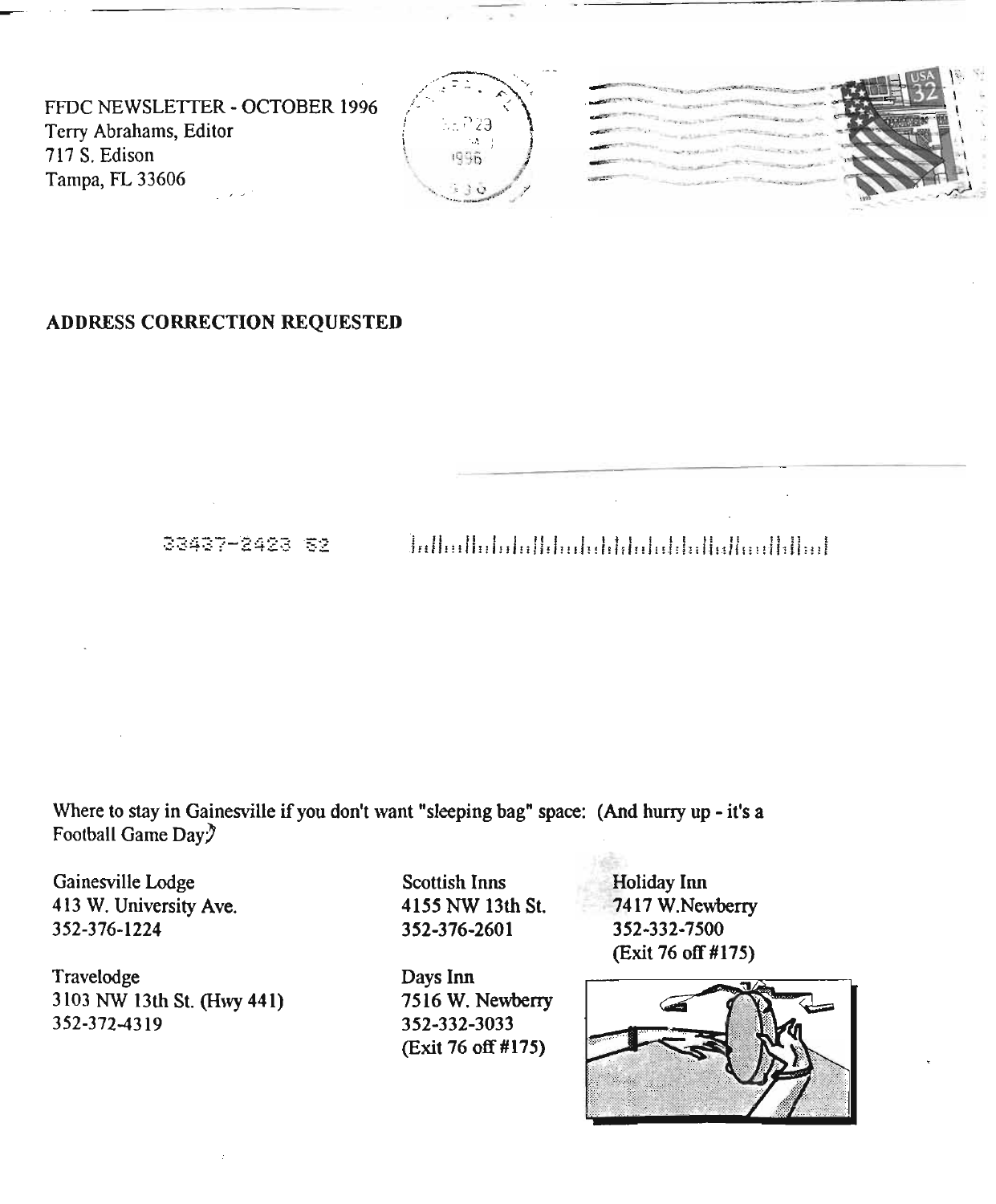FFDC NEWSLETTER - OCTOBER 1996
Terry Abrahams, Editor
717 S. Edison
Tampa, FL 33606

**ADDRESS CORRECTION REQUESTED**

33437-2423 52

Where to stay in Gainesville if you don't want "sleeping bag" space: (And hurry up - it's a Football Game Day.)

Gainesville Lodge
413 W. University Ave.
352-376-1224

Travelodge
3103 NW 13th St. (Hwy 441)
352-372-4319

Scottish Inns
4155 NW 13th St.
352-376-2601

Days Inn
7516 W. Newberry
352-332-3033
(Exit 76 off #175)

Holiday Inn
7417 W.Newberry
352-332-7500
(Exit 76 off #175)